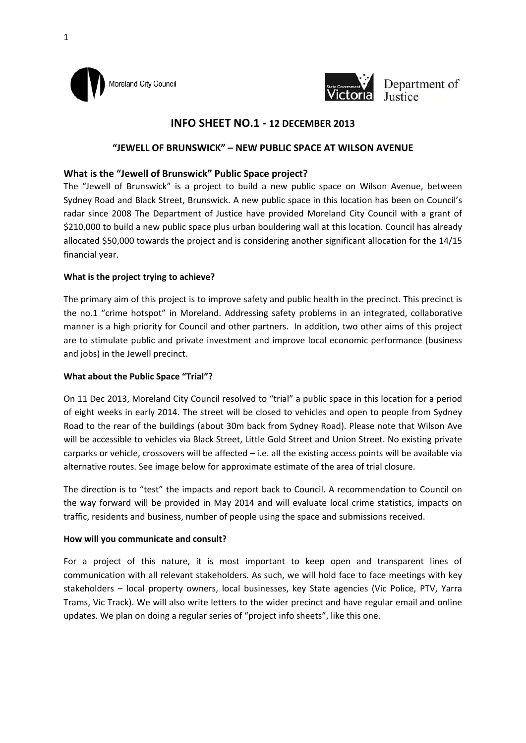Moreland City Council

Department of Justice

# INFO SHEET NO.1 - 12 DECEMBER 2013

## "JEWELL OF BRUNSWICK" – NEW PUBLIC SPACE AT WILSON AVENUE

### What is the "Jewell of Brunswick" Public Space project?

The "Jewell of Brunswick" is a project to build a new public space on Wilson Avenue, between Sydney Road and Black Street, Brunswick. A new public space in this location has been on Council's radar since 2008 The Department of Justice have provided Moreland City Council with a grant of $210,000 to build a new public space plus urban bouldering wall at this location. Council has already allocated $50,000 towards the project and is considering another significant allocation for the 14/15 financial year.

**What is the project trying to achieve?**

The primary aim of this project is to improve safety and public health in the precinct. This precinct is the no.1 "crime hotspot" in Moreland. Addressing safety problems in an integrated, collaborative manner is a high priority for Council and other partners. In addition, two other aims of this project are to stimulate public and private investment and improve local economic performance (business and jobs) in the Jewell precinct.

**What about the Public Space "Trial"?**

On 11 Dec 2013, Moreland City Council resolved to "trial" a public space in this location for a period of eight weeks in early 2014. The street will be closed to vehicles and open to people from Sydney Road to the rear of the buildings (about 30m back from Sydney Road). Please note that Wilson Ave will be accessible to vehicles via Black Street, Little Gold Street and Union Street. No existing private carparks or vehicle, crossovers will be affected – i.e. all the existing access points will be available via alternative routes. See image below for approximate estimate of the area of trial closure.

The direction is to "test" the impacts and report back to Council. A recommendation to Council on the way forward will be provided in May 2014 and will evaluate local crime statistics, impacts on traffic, residents and business, number of people using the space and submissions received.

**How will you communicate and consult?**

For a project of this nature, it is most important to keep open and transparent lines of communication with all relevant stakeholders. As such, we will hold face to face meetings with key stakeholders – local property owners, local businesses, key State agencies (Vic Police, PTV, Yarra Trams, Vic Track). We will also write letters to the wider precinct and have regular email and online updates. We plan on doing a regular series of "project info sheets", like this one.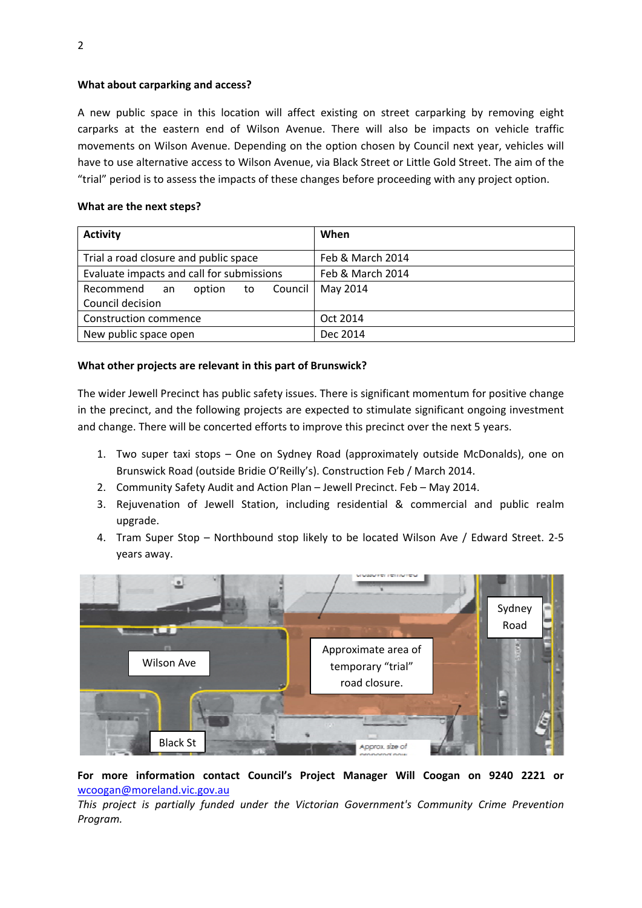**What about carparking and access?**

A new public space in this location will affect existing on street carparking by removing eight carparks at the eastern end of Wilson Avenue. There will also be impacts on vehicle traffic movements on Wilson Avenue. Depending on the option chosen by Council next year, vehicles will have to use alternative access to Wilson Avenue, via Black Street or Little Gold Street. The aim of the "trial" period is to assess the impacts of these changes before proceeding with any project option.

**What are the next steps?**

| Activity | When |
|---|---|
| Trial a road closure and public space | Feb & March 2014 |
| Evaluate impacts and call for submissions | Feb & March 2014 |
| Recommend an option to Council<br>Council decision | May 2014 |
| Construction commence | Oct 2014 |
| New public space open | Dec 2014 |

**What other projects are relevant in this part of Brunswick?**

The wider Jewell Precinct has public safety issues. There is significant momentum for positive change in the precinct, and the following projects are expected to stimulate significant ongoing investment and change. There will be concerted efforts to improve this precinct over the next 5 years.

1. Two super taxi stops – One on Sydney Road (approximately outside McDonalds), one on Brunswick Road (outside Bridie O'Reilly's). Construction Feb / March 2014.
2. Community Safety Audit and Action Plan – Jewell Precinct. Feb – May 2014.
3. Rejuvenation of Jewell Station, including residential & commercial and public realm upgrade.
4. Tram Super Stop – Northbound stop likely to be located Wilson Ave / Edward Street. 2-5 years away.

Wilson Ave

Approximate area of temporary "trial" road closure.

Sydney Road

Black St

**For more information contact Council's Project Manager Will Coogan on 9240 2221 or** wcoogan@moreland.vic.gov.au

*This project is partially funded under the Victorian Government's Community Crime Prevention Program.*